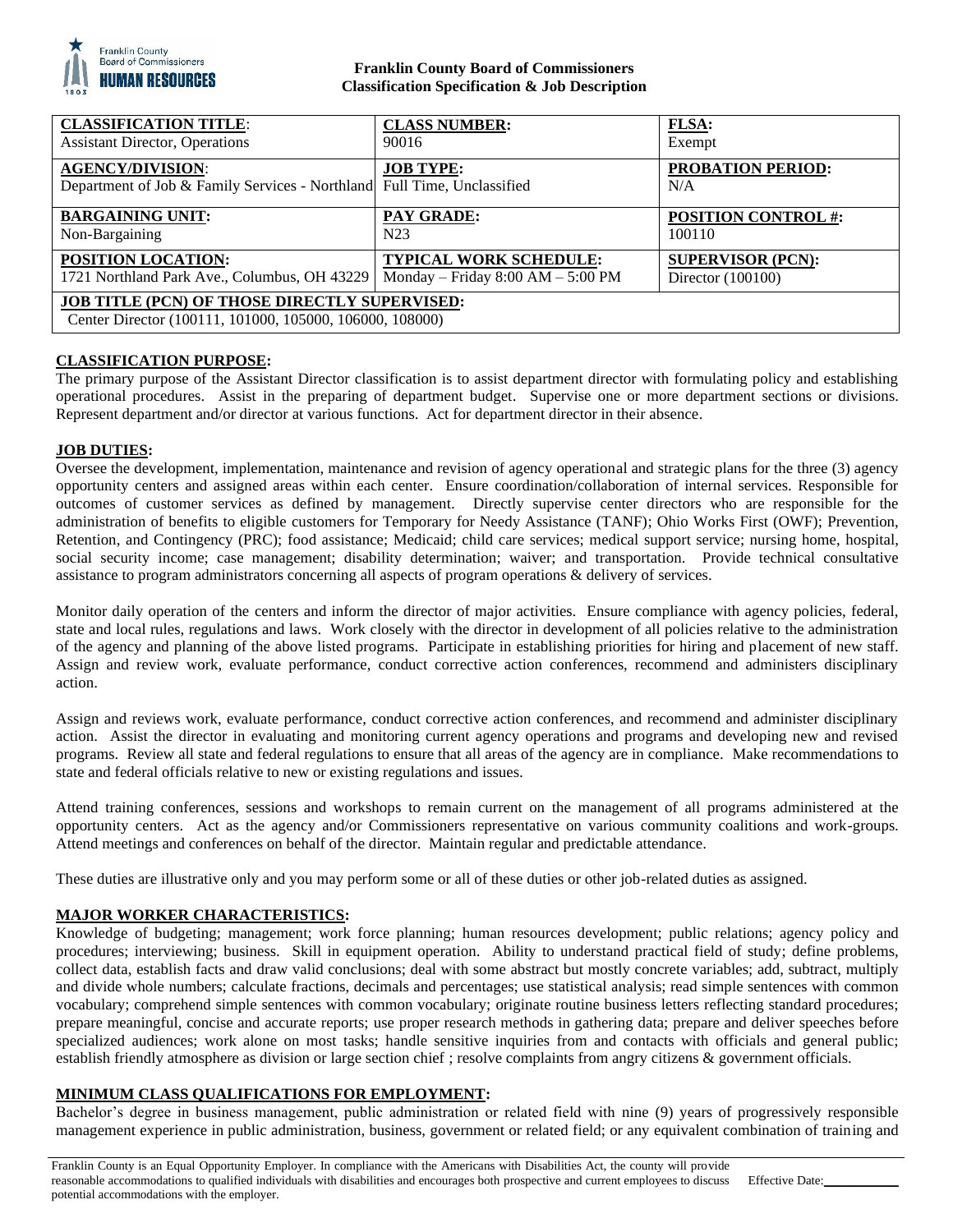**Franklin County Board of Commissioners**
**Classification Specification & Job Description**

| **CLASSIFICATION TITLE**: | **CLASS NUMBER:** | **FLSA:** |
|---|---|---|
| Assistant Director, Operations | 90016 | Exempt |
| **AGENCY/DIVISION**: Department of Job & Family Services - Northland | **JOB TYPE:** Full Time, Unclassified | **PROBATION PERIOD:** N/A |
| **BARGAINING UNIT:** Non-Bargaining | **PAY GRADE:** N23 | **POSITION CONTROL #:** 100110 |
| **POSITION LOCATION:** 1721 Northland Park Ave., Columbus, OH 43229 | **TYPICAL WORK SCHEDULE:** Monday – Friday 8:00 AM – 5:00 PM | **SUPERVISOR (PCN):** Director (100100) |
| **JOB TITLE (PCN) OF THOSE DIRECTLY SUPERVISED:** Center Director (100111, 101000, 105000, 106000, 108000) | | |

## CLASSIFICATION PURPOSE:

The primary purpose of the Assistant Director classification is to assist department director with formulating policy and establishing operational procedures. Assist in the preparing of department budget. Supervise one or more department sections or divisions. Represent department and/or director at various functions. Act for department director in their absence.

## JOB DUTIES:

Oversee the development, implementation, maintenance and revision of agency operational and strategic plans for the three (3) agency opportunity centers and assigned areas within each center. Ensure coordination/collaboration of internal services. Responsible for outcomes of customer services as defined by management. Directly supervise center directors who are responsible for the administration of benefits to eligible customers for Temporary for Needy Assistance (TANF); Ohio Works First (OWF); Prevention, Retention, and Contingency (PRC); food assistance; Medicaid; child care services; medical support service; nursing home, hospital, social security income; case management; disability determination; waiver; and transportation. Provide technical consultative assistance to program administrators concerning all aspects of program operations & delivery of services.

Monitor daily operation of the centers and inform the director of major activities. Ensure compliance with agency policies, federal, state and local rules, regulations and laws. Work closely with the director in development of all policies relative to the administration of the agency and planning of the above listed programs. Participate in establishing priorities for hiring and placement of new staff. Assign and review work, evaluate performance, conduct corrective action conferences, recommend and administers disciplinary action.

Assign and reviews work, evaluate performance, conduct corrective action conferences, and recommend and administer disciplinary action. Assist the director in evaluating and monitoring current agency operations and programs and developing new and revised programs. Review all state and federal regulations to ensure that all areas of the agency are in compliance. Make recommendations to state and federal officials relative to new or existing regulations and issues.

Attend training conferences, sessions and workshops to remain current on the management of all programs administered at the opportunity centers. Act as the agency and/or Commissioners representative on various community coalitions and work-groups. Attend meetings and conferences on behalf of the director. Maintain regular and predictable attendance.

These duties are illustrative only and you may perform some or all of these duties or other job-related duties as assigned.

## MAJOR WORKER CHARACTERISTICS:

Knowledge of budgeting; management; work force planning; human resources development; public relations; agency policy and procedures; interviewing; business. Skill in equipment operation. Ability to understand practical field of study; define problems, collect data, establish facts and draw valid conclusions; deal with some abstract but mostly concrete variables; add, subtract, multiply and divide whole numbers; calculate fractions, decimals and percentages; use statistical analysis; read simple sentences with common vocabulary; comprehend simple sentences with common vocabulary; originate routine business letters reflecting standard procedures; prepare meaningful, concise and accurate reports; use proper research methods in gathering data; prepare and deliver speeches before specialized audiences; work alone on most tasks; handle sensitive inquiries from and contacts with officials and general public; establish friendly atmosphere as division or large section chief ; resolve complaints from angry citizens & government officials.

## MINIMUM CLASS QUALIFICATIONS FOR EMPLOYMENT:

Bachelor's degree in business management, public administration or related field with nine (9) years of progressively responsible management experience in public administration, business, government or related field; or any equivalent combination of training and

Franklin County is an Equal Opportunity Employer. In compliance with the Americans with Disabilities Act, the county will provide reasonable accommodations to qualified individuals with disabilities and encourages both prospective and current employees to discuss potential accommodations with the employer. Effective Date:___________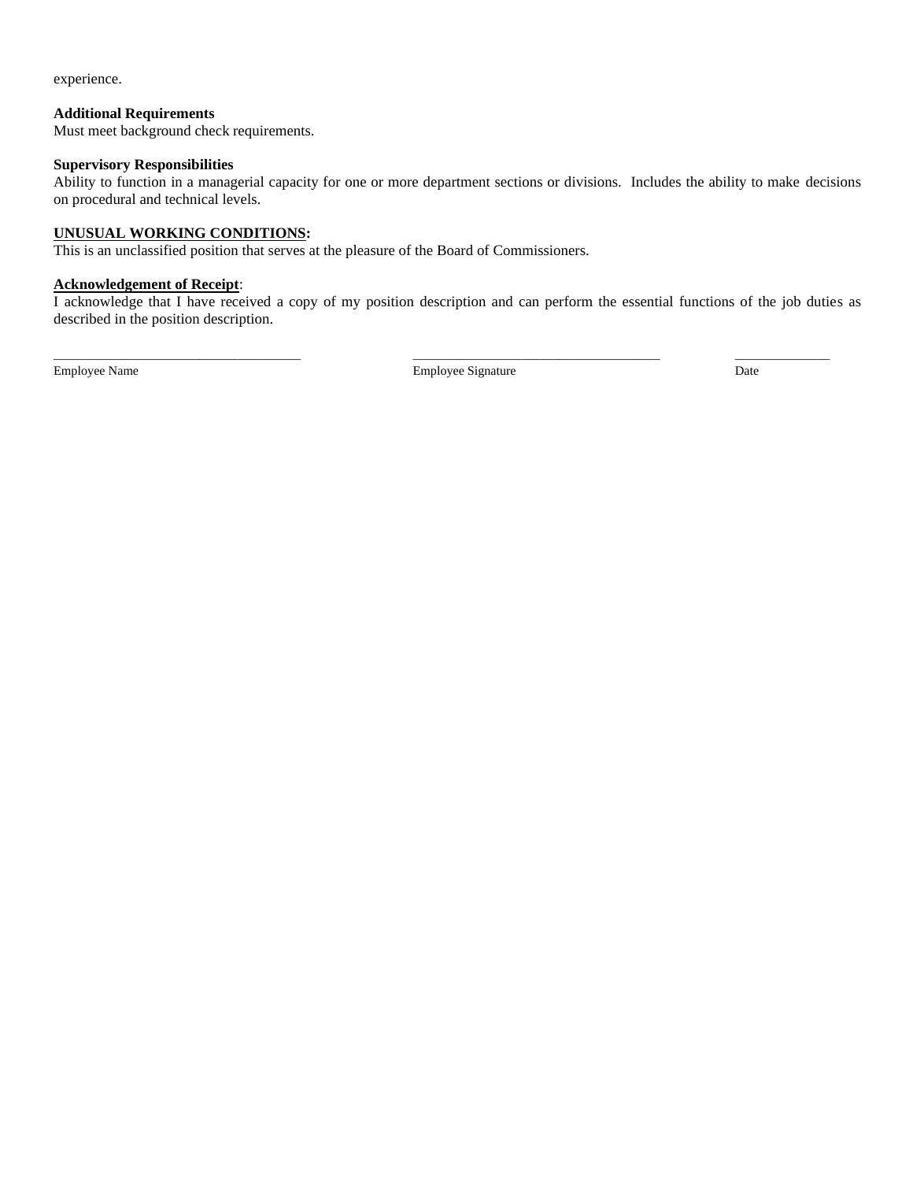experience.

**Additional Requirements**
Must meet background check requirements.

**Supervisory Responsibilities**
Ability to function in a managerial capacity for one or more department sections or divisions. Includes the ability to make decisions on procedural and technical levels.

**<u>UNUSUAL WORKING CONDITIONS</u>:**
This is an unclassified position that serves at the pleasure of the Board of Commissioners.

**<u>Acknowledgement of Receipt</u>**:
I acknowledge that I have received a copy of my position description and can perform the essential functions of the job duties as described in the position description.

| | | |
|---|---|---|
| ____________________________________ | ____________________________________ | ______________ |
| Employee Name | Employee Signature | Date |